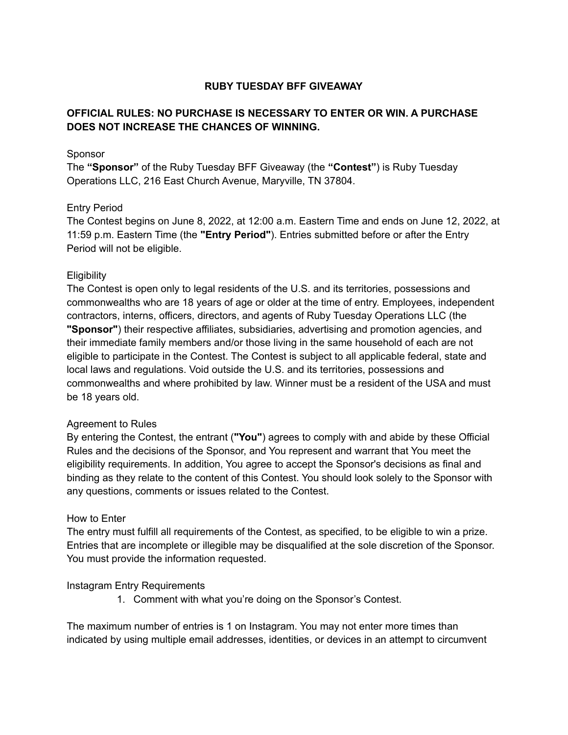# RUBY TUESDAY BFF GIVEAWAY

## OFFICIAL RULES: NO PURCHASE IS NECESSARY TO ENTER OR WIN. A PURCHASE DOES NOT INCREASE THE CHANCES OF WINNING.

Sponsor

The **"Sponsor"** of the Ruby Tuesday BFF Giveaway (the **"Contest"**) is Ruby Tuesday Operations LLC, 216 East Church Avenue, Maryville, TN 37804.

Entry Period

The Contest begins on June 8, 2022, at 12:00 a.m. Eastern Time and ends on June 12, 2022, at 11:59 p.m. Eastern Time (the **"Entry Period"**). Entries submitted before or after the Entry Period will not be eligible.

Eligibility

The Contest is open only to legal residents of the U.S. and its territories, possessions and commonwealths who are 18 years of age or older at the time of entry. Employees, independent contractors, interns, officers, directors, and agents of Ruby Tuesday Operations LLC (the **"Sponsor"**) their respective affiliates, subsidiaries, advertising and promotion agencies, and their immediate family members and/or those living in the same household of each are not eligible to participate in the Contest. The Contest is subject to all applicable federal, state and local laws and regulations. Void outside the U.S. and its territories, possessions and commonwealths and where prohibited by law. Winner must be a resident of the USA and must be 18 years old.

Agreement to Rules

By entering the Contest, the entrant (**"You"**) agrees to comply with and abide by these Official Rules and the decisions of the Sponsor, and You represent and warrant that You meet the eligibility requirements. In addition, You agree to accept the Sponsor's decisions as final and binding as they relate to the content of this Contest. You should look solely to the Sponsor with any questions, comments or issues related to the Contest.

How to Enter

The entry must fulfill all requirements of the Contest, as specified, to be eligible to win a prize. Entries that are incomplete or illegible may be disqualified at the sole discretion of the Sponsor. You must provide the information requested.

Instagram Entry Requirements

1. Comment with what you're doing on the Sponsor's Contest.

The maximum number of entries is 1 on Instagram. You may not enter more times than indicated by using multiple email addresses, identities, or devices in an attempt to circumvent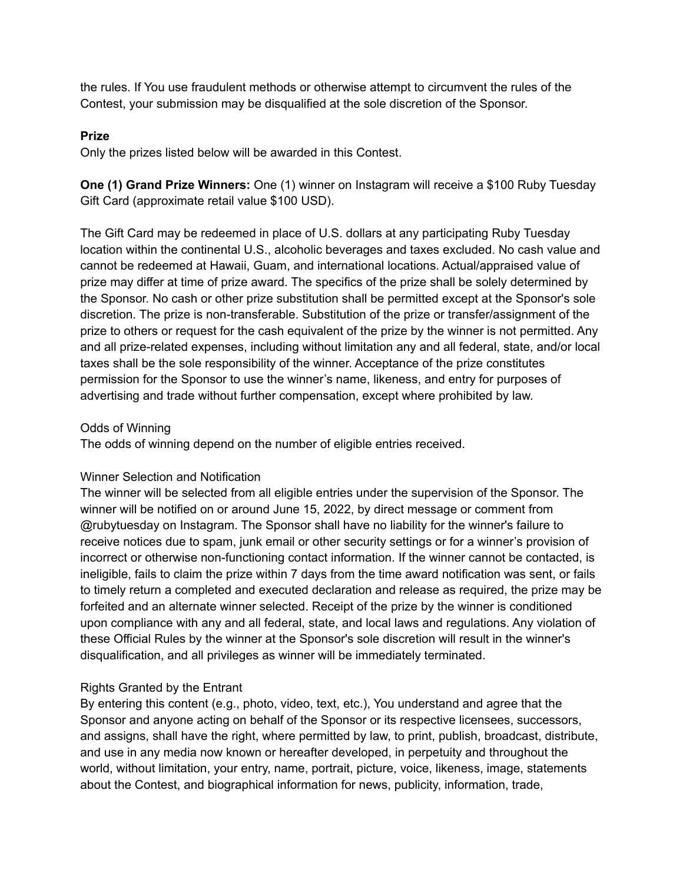the rules. If You use fraudulent methods or otherwise attempt to circumvent the rules of the Contest, your submission may be disqualified at the sole discretion of the Sponsor.

**Prize**

Only the prizes listed below will be awarded in this Contest.

**One (1) Grand Prize Winners:** One (1) winner on Instagram will receive a $100 Ruby Tuesday Gift Card (approximate retail value $100 USD).

The Gift Card may be redeemed in place of U.S. dollars at any participating Ruby Tuesday location within the continental U.S., alcoholic beverages and taxes excluded. No cash value and cannot be redeemed at Hawaii, Guam, and international locations. Actual/appraised value of prize may differ at time of prize award. The specifics of the prize shall be solely determined by the Sponsor. No cash or other prize substitution shall be permitted except at the Sponsor's sole discretion. The prize is non-transferable. Substitution of the prize or transfer/assignment of the prize to others or request for the cash equivalent of the prize by the winner is not permitted. Any and all prize-related expenses, including without limitation any and all federal, state, and/or local taxes shall be the sole responsibility of the winner. Acceptance of the prize constitutes permission for the Sponsor to use the winner's name, likeness, and entry for purposes of advertising and trade without further compensation, except where prohibited by law.

Odds of Winning

The odds of winning depend on the number of eligible entries received.

Winner Selection and Notification

The winner will be selected from all eligible entries under the supervision of the Sponsor. The winner will be notified on or around June 15, 2022, by direct message or comment from @rubytuesday on Instagram. The Sponsor shall have no liability for the winner's failure to receive notices due to spam, junk email or other security settings or for a winner's provision of incorrect or otherwise non-functioning contact information. If the winner cannot be contacted, is ineligible, fails to claim the prize within 7 days from the time award notification was sent, or fails to timely return a completed and executed declaration and release as required, the prize may be forfeited and an alternate winner selected. Receipt of the prize by the winner is conditioned upon compliance with any and all federal, state, and local laws and regulations. Any violation of these Official Rules by the winner at the Sponsor's sole discretion will result in the winner's disqualification, and all privileges as winner will be immediately terminated.

Rights Granted by the Entrant

By entering this content (e.g., photo, video, text, etc.), You understand and agree that the Sponsor and anyone acting on behalf of the Sponsor or its respective licensees, successors, and assigns, shall have the right, where permitted by law, to print, publish, broadcast, distribute, and use in any media now known or hereafter developed, in perpetuity and throughout the world, without limitation, your entry, name, portrait, picture, voice, likeness, image, statements about the Contest, and biographical information for news, publicity, information, trade,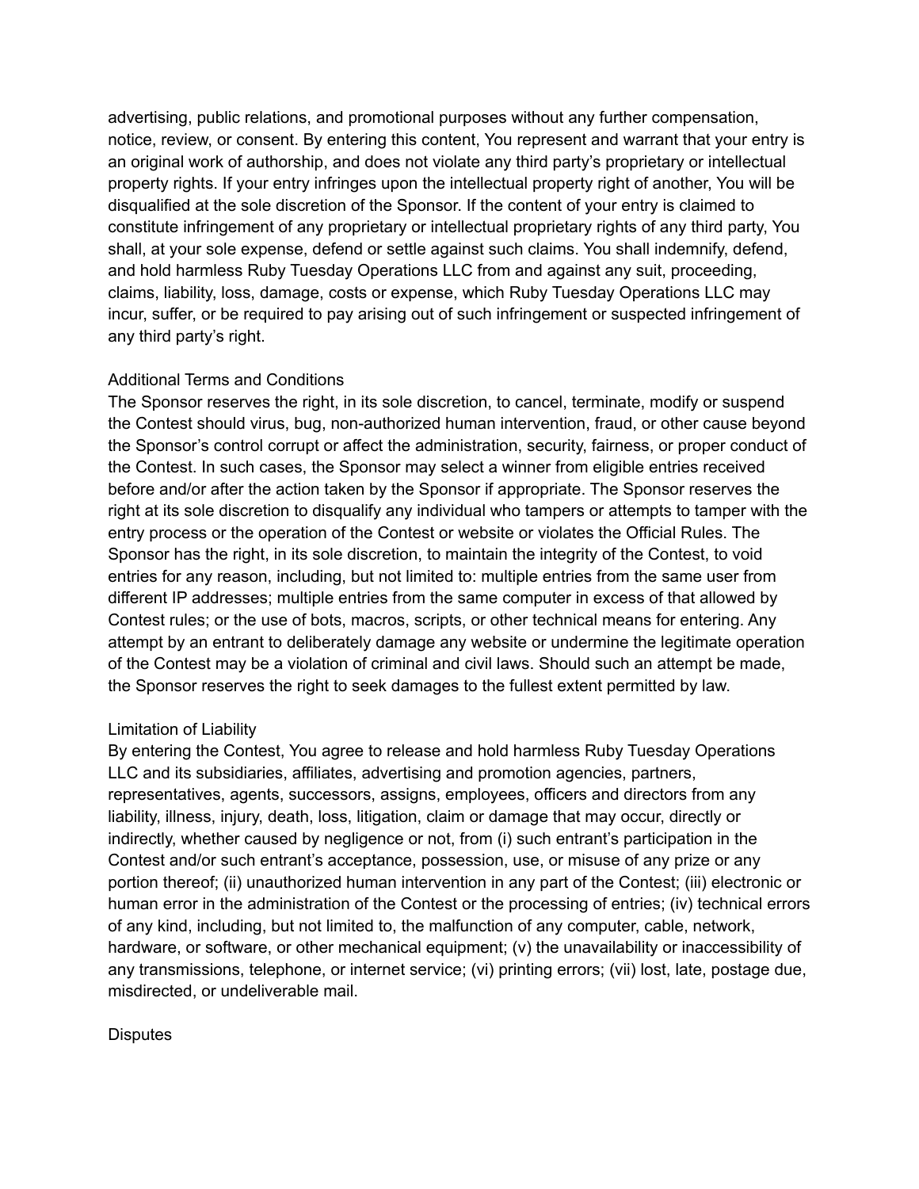advertising, public relations, and promotional purposes without any further compensation, notice, review, or consent. By entering this content, You represent and warrant that your entry is an original work of authorship, and does not violate any third party's proprietary or intellectual property rights. If your entry infringes upon the intellectual property right of another, You will be disqualified at the sole discretion of the Sponsor. If the content of your entry is claimed to constitute infringement of any proprietary or intellectual proprietary rights of any third party, You shall, at your sole expense, defend or settle against such claims. You shall indemnify, defend, and hold harmless Ruby Tuesday Operations LLC from and against any suit, proceeding, claims, liability, loss, damage, costs or expense, which Ruby Tuesday Operations LLC may incur, suffer, or be required to pay arising out of such infringement or suspected infringement of any third party's right.

## Additional Terms and Conditions

The Sponsor reserves the right, in its sole discretion, to cancel, terminate, modify or suspend the Contest should virus, bug, non-authorized human intervention, fraud, or other cause beyond the Sponsor's control corrupt or affect the administration, security, fairness, or proper conduct of the Contest. In such cases, the Sponsor may select a winner from eligible entries received before and/or after the action taken by the Sponsor if appropriate. The Sponsor reserves the right at its sole discretion to disqualify any individual who tampers or attempts to tamper with the entry process or the operation of the Contest or website or violates the Official Rules. The Sponsor has the right, in its sole discretion, to maintain the integrity of the Contest, to void entries for any reason, including, but not limited to: multiple entries from the same user from different IP addresses; multiple entries from the same computer in excess of that allowed by Contest rules; or the use of bots, macros, scripts, or other technical means for entering. Any attempt by an entrant to deliberately damage any website or undermine the legitimate operation of the Contest may be a violation of criminal and civil laws. Should such an attempt be made, the Sponsor reserves the right to seek damages to the fullest extent permitted by law.

## Limitation of Liability

By entering the Contest, You agree to release and hold harmless Ruby Tuesday Operations LLC and its subsidiaries, affiliates, advertising and promotion agencies, partners, representatives, agents, successors, assigns, employees, officers and directors from any liability, illness, injury, death, loss, litigation, claim or damage that may occur, directly or indirectly, whether caused by negligence or not, from (i) such entrant's participation in the Contest and/or such entrant's acceptance, possession, use, or misuse of any prize or any portion thereof; (ii) unauthorized human intervention in any part of the Contest; (iii) electronic or human error in the administration of the Contest or the processing of entries; (iv) technical errors of any kind, including, but not limited to, the malfunction of any computer, cable, network, hardware, or software, or other mechanical equipment; (v) the unavailability or inaccessibility of any transmissions, telephone, or internet service; (vi) printing errors; (vii) lost, late, postage due, misdirected, or undeliverable mail.

## Disputes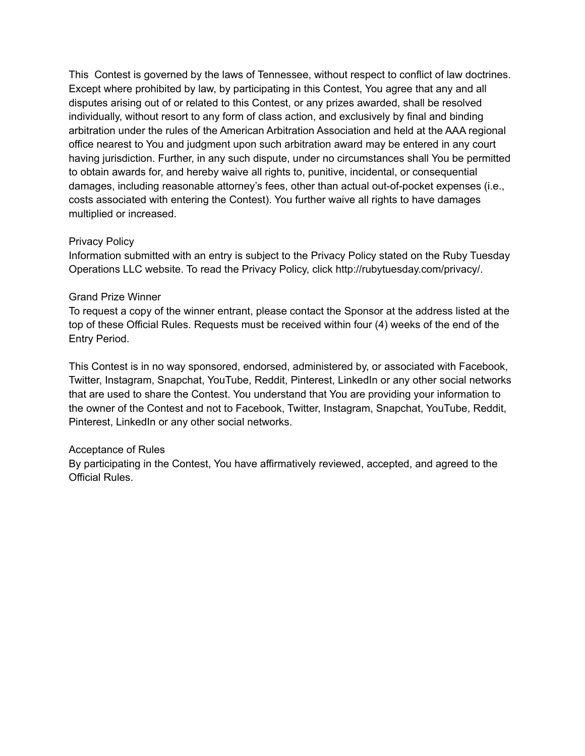This  Contest is governed by the laws of Tennessee, without respect to conflict of law doctrines. Except where prohibited by law, by participating in this Contest, You agree that any and all disputes arising out of or related to this Contest, or any prizes awarded, shall be resolved individually, without resort to any form of class action, and exclusively by final and binding arbitration under the rules of the American Arbitration Association and held at the AAA regional office nearest to You and judgment upon such arbitration award may be entered in any court having jurisdiction. Further, in any such dispute, under no circumstances shall You be permitted to obtain awards for, and hereby waive all rights to, punitive, incidental, or consequential damages, including reasonable attorney's fees, other than actual out-of-pocket expenses (i.e., costs associated with entering the Contest). You further waive all rights to have damages multiplied or increased.

Privacy Policy
Information submitted with an entry is subject to the Privacy Policy stated on the Ruby Tuesday Operations LLC website. To read the Privacy Policy, click http://rubytuesday.com/privacy/.

Grand Prize Winner
To request a copy of the winner entrant, please contact the Sponsor at the address listed at the top of these Official Rules. Requests must be received within four (4) weeks of the end of the Entry Period.

This Contest is in no way sponsored, endorsed, administered by, or associated with Facebook, Twitter, Instagram, Snapchat, YouTube, Reddit, Pinterest, LinkedIn or any other social networks that are used to share the Contest. You understand that You are providing your information to the owner of the Contest and not to Facebook, Twitter, Instagram, Snapchat, YouTube, Reddit, Pinterest, LinkedIn or any other social networks.

Acceptance of Rules
By participating in the Contest, You have affirmatively reviewed, accepted, and agreed to the Official Rules.